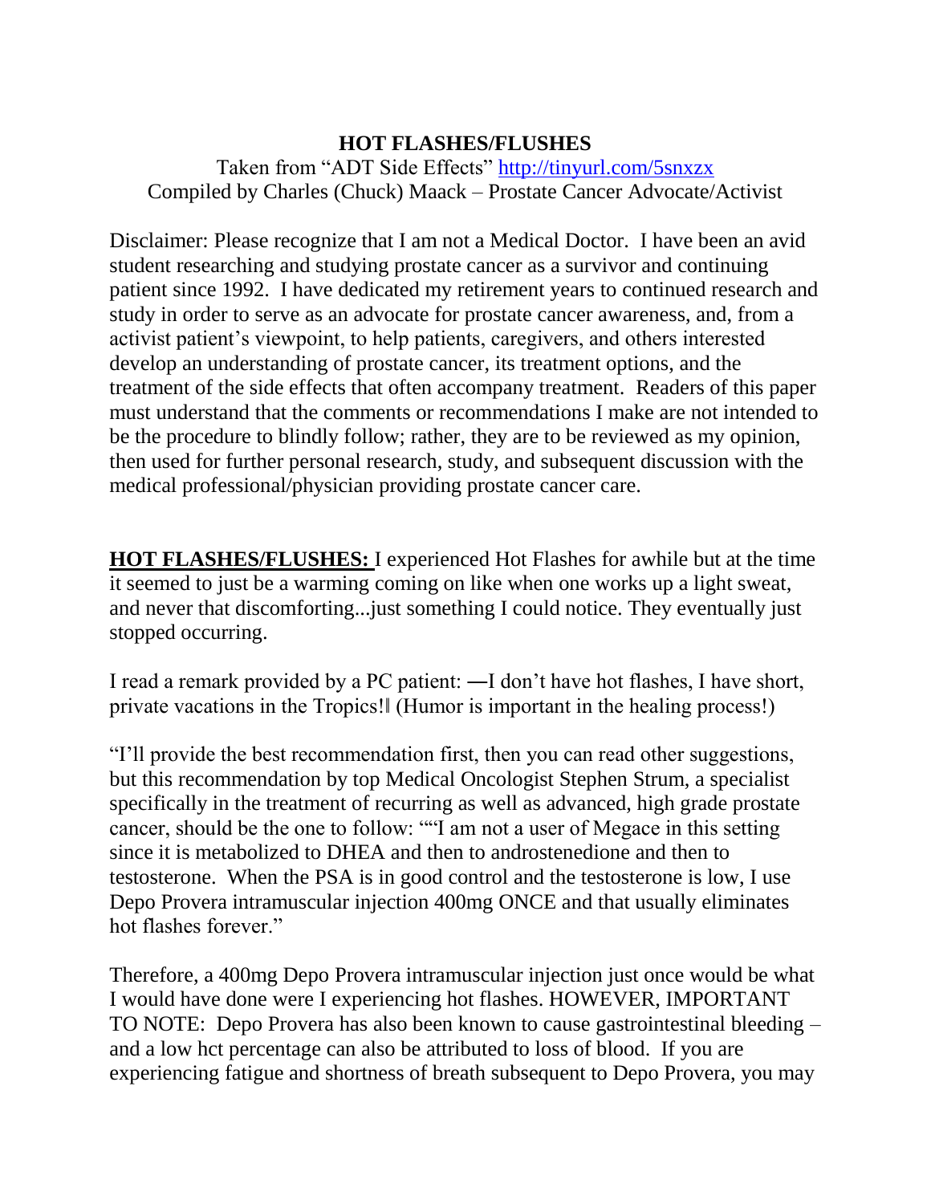# HOT FLASHES/FLUSHES

Taken from "ADT Side Effects" http://tinyurl.com/5snxzx
Compiled by Charles (Chuck) Maack – Prostate Cancer Advocate/Activist

Disclaimer: Please recognize that I am not a Medical Doctor. I have been an avid student researching and studying prostate cancer as a survivor and continuing patient since 1992. I have dedicated my retirement years to continued research and study in order to serve as an advocate for prostate cancer awareness, and, from a activist patient's viewpoint, to help patients, caregivers, and others interested develop an understanding of prostate cancer, its treatment options, and the treatment of the side effects that often accompany treatment. Readers of this paper must understand that the comments or recommendations I make are not intended to be the procedure to blindly follow; rather, they are to be reviewed as my opinion, then used for further personal research, study, and subsequent discussion with the medical professional/physician providing prostate cancer care.

**HOT FLASHES/FLUSHES:** I experienced Hot Flashes for awhile but at the time it seemed to just be a warming coming on like when one works up a light sweat, and never that discomforting...just something I could notice. They eventually just stopped occurring.

I read a remark provided by a PC patient: ―I don't have hot flashes, I have short, private vacations in the Tropics!‖ (Humor is important in the healing process!)

"I'll provide the best recommendation first, then you can read other suggestions, but this recommendation by top Medical Oncologist Stephen Strum, a specialist specifically in the treatment of recurring as well as advanced, high grade prostate cancer, should be the one to follow: ""I am not a user of Megace in this setting since it is metabolized to DHEA and then to androstenedione and then to testosterone. When the PSA is in good control and the testosterone is low, I use Depo Provera intramuscular injection 400mg ONCE and that usually eliminates hot flashes forever."

Therefore, a 400mg Depo Provera intramuscular injection just once would be what I would have done were I experiencing hot flashes. HOWEVER, IMPORTANT TO NOTE: Depo Provera has also been known to cause gastrointestinal bleeding – and a low hct percentage can also be attributed to loss of blood. If you are experiencing fatigue and shortness of breath subsequent to Depo Provera, you may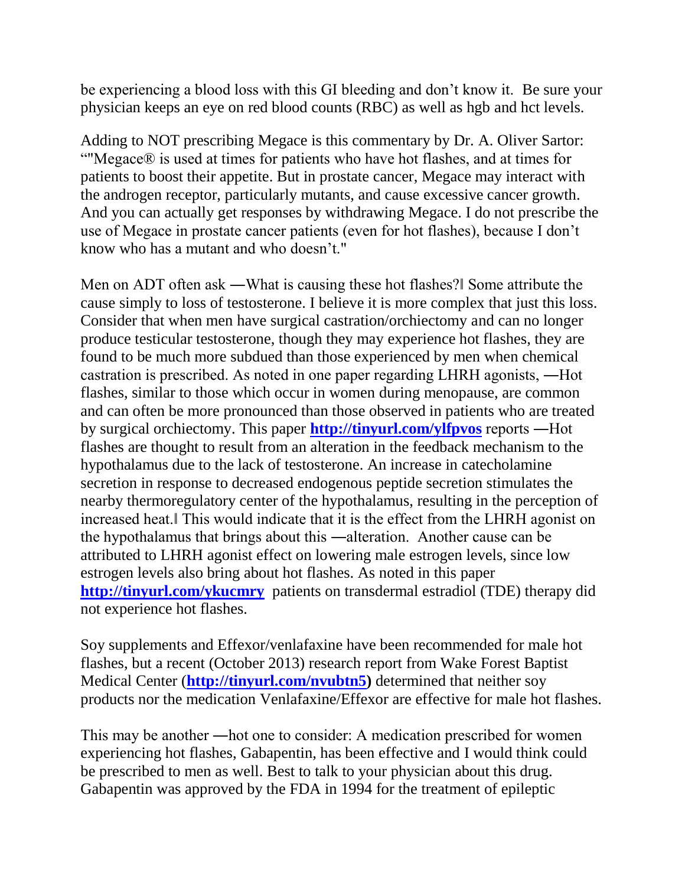be experiencing a blood loss with this GI bleeding and don't know it. Be sure your physician keeps an eye on red blood counts (RBC) as well as hgb and hct levels.

Adding to NOT prescribing Megace is this commentary by Dr. A. Oliver Sartor: ""Megace® is used at times for patients who have hot flashes, and at times for patients to boost their appetite. But in prostate cancer, Megace may interact with the androgen receptor, particularly mutants, and cause excessive cancer growth. And you can actually get responses by withdrawing Megace. I do not prescribe the use of Megace in prostate cancer patients (even for hot flashes), because I don't know who has a mutant and who doesn't."

Men on ADT often ask ―What is causing these hot flashes?‖ Some attribute the cause simply to loss of testosterone. I believe it is more complex that just this loss. Consider that when men have surgical castration/orchiectomy and can no longer produce testicular testosterone, though they may experience hot flashes, they are found to be much more subdued than those experienced by men when chemical castration is prescribed. As noted in one paper regarding LHRH agonists, ―Hot flashes, similar to those which occur in women during menopause, are common and can often be more pronounced than those observed in patients who are treated by surgical orchiectomy. This paper **http://tinyurl.com/ylfpvos** reports ―Hot flashes are thought to result from an alteration in the feedback mechanism to the hypothalamus due to the lack of testosterone. An increase in catecholamine secretion in response to decreased endogenous peptide secretion stimulates the nearby thermoregulatory center of the hypothalamus, resulting in the perception of increased heat.‖ This would indicate that it is the effect from the LHRH agonist on the hypothalamus that brings about this ―alteration. Another cause can be attributed to LHRH agonist effect on lowering male estrogen levels, since low estrogen levels also bring about hot flashes. As noted in this paper **http://tinyurl.com/ykucmry** patients on transdermal estradiol (TDE) therapy did not experience hot flashes.

Soy supplements and Effexor/venlafaxine have been recommended for male hot flashes, but a recent (October 2013) research report from Wake Forest Baptist Medical Center (**http://tinyurl.com/nvubtn5)** determined that neither soy products nor the medication Venlafaxine/Effexor are effective for male hot flashes.

This may be another ―hot one to consider: A medication prescribed for women experiencing hot flashes, Gabapentin, has been effective and I would think could be prescribed to men as well. Best to talk to your physician about this drug. Gabapentin was approved by the FDA in 1994 for the treatment of epileptic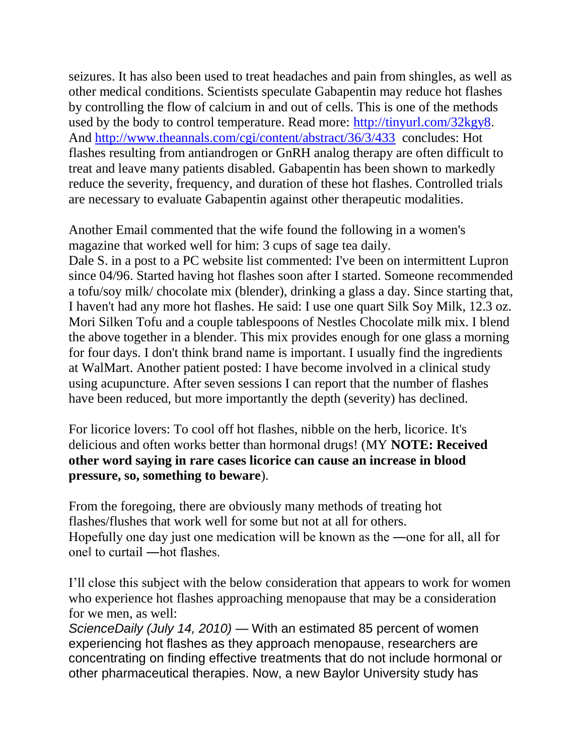seizures. It has also been used to treat headaches and pain from shingles, as well as other medical conditions. Scientists speculate Gabapentin may reduce hot flashes by controlling the flow of calcium in and out of cells. This is one of the methods used by the body to control temperature. Read more: [http://tinyurl.com/32kgy8](http://tinyurl.com/32kgy8). And [http://www.theannals.com/cgi/content/abstract/36/3/433](http://www.theannals.com/cgi/content/abstract/36/3/433) concludes: Hot flashes resulting from antiandrogen or GnRH analog therapy are often difficult to treat and leave many patients disabled. Gabapentin has been shown to markedly reduce the severity, frequency, and duration of these hot flashes. Controlled trials are necessary to evaluate Gabapentin against other therapeutic modalities.

Another Email commented that the wife found the following in a women's magazine that worked well for him: 3 cups of sage tea daily.
Dale S. in a post to a PC website list commented: I've been on intermittent Lupron since 04/96. Started having hot flashes soon after I started. Someone recommended a tofu/soy milk/ chocolate mix (blender), drinking a glass a day. Since starting that, I haven't had any more hot flashes. He said: I use one quart Silk Soy Milk, 12.3 oz. Mori Silken Tofu and a couple tablespoons of Nestles Chocolate milk mix. I blend the above together in a blender. This mix provides enough for one glass a morning for four days. I don't think brand name is important. I usually find the ingredients at WalMart. Another patient posted: I have become involved in a clinical study using acupuncture. After seven sessions I can report that the number of flashes have been reduced, but more importantly the depth (severity) has declined.

For licorice lovers: To cool off hot flashes, nibble on the herb, licorice. It's delicious and often works better than hormonal drugs! (MY **NOTE: Received other word saying in rare cases licorice can cause an increase in blood pressure, so, something to beware**).

From the foregoing, there are obviously many methods of treating hot flashes/flushes that work well for some but not at all for others.
Hopefully one day just one medication will be known as the ―one for all, all for one‖ to curtail ―hot flashes.

I'll close this subject with the below consideration that appears to work for women who experience hot flashes approaching menopause that may be a consideration for we men, as well:
*ScienceDaily (July 14, 2010)* — With an estimated 85 percent of women experiencing hot flashes as they approach menopause, researchers are concentrating on finding effective treatments that do not include hormonal or other pharmaceutical therapies. Now, a new Baylor University study has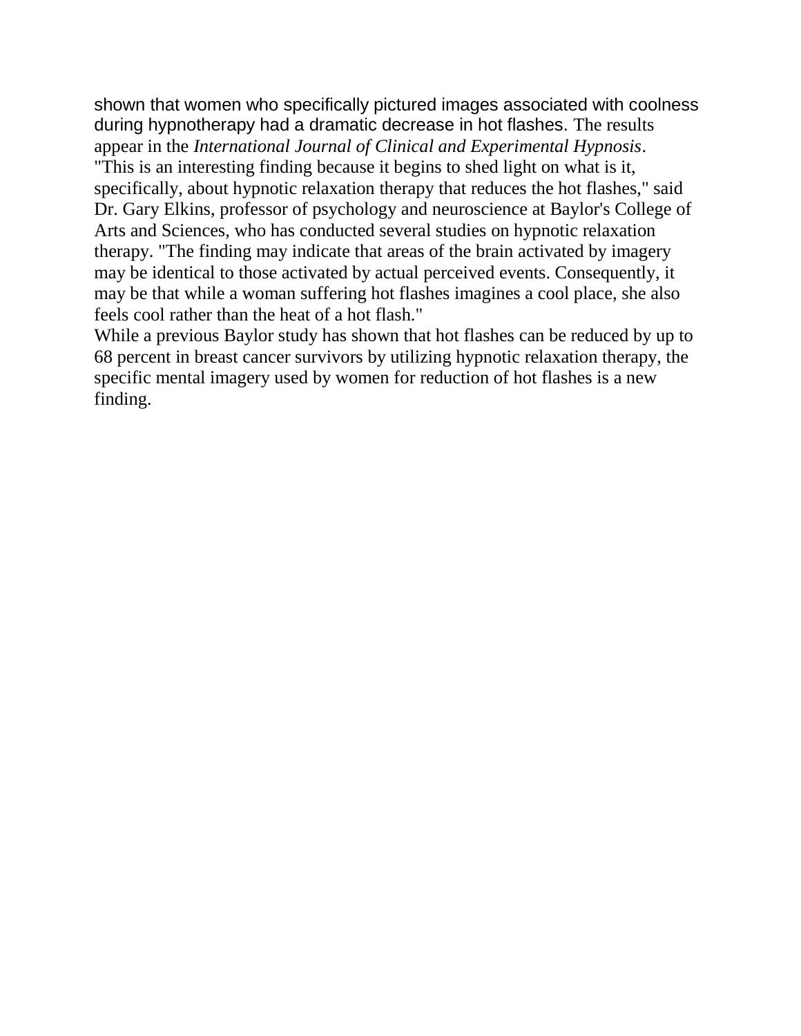shown that women who specifically pictured images associated with coolness during hypnotherapy had a dramatic decrease in hot flashes. The results appear in the *International Journal of Clinical and Experimental Hypnosis*.

"This is an interesting finding because it begins to shed light on what is it, specifically, about hypnotic relaxation therapy that reduces the hot flashes," said Dr. Gary Elkins, professor of psychology and neuroscience at Baylor's College of Arts and Sciences, who has conducted several studies on hypnotic relaxation therapy. "The finding may indicate that areas of the brain activated by imagery may be identical to those activated by actual perceived events. Consequently, it may be that while a woman suffering hot flashes imagines a cool place, she also feels cool rather than the heat of a hot flash."

While a previous Baylor study has shown that hot flashes can be reduced by up to 68 percent in breast cancer survivors by utilizing hypnotic relaxation therapy, the specific mental imagery used by women for reduction of hot flashes is a new finding.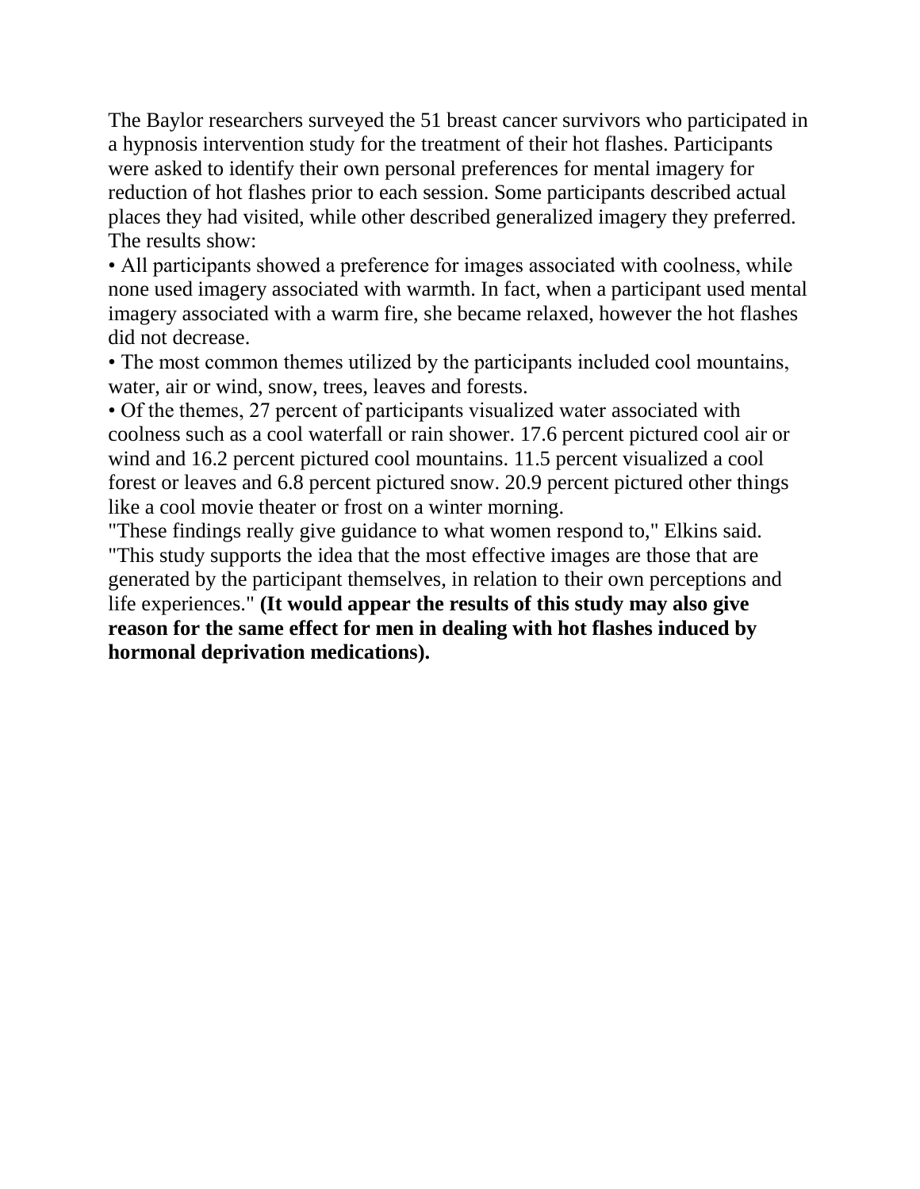The Baylor researchers surveyed the 51 breast cancer survivors who participated in a hypnosis intervention study for the treatment of their hot flashes. Participants were asked to identify their own personal preferences for mental imagery for reduction of hot flashes prior to each session. Some participants described actual places they had visited, while other described generalized imagery they preferred. The results show:

- All participants showed a preference for images associated with coolness, while none used imagery associated with warmth. In fact, when a participant used mental imagery associated with a warm fire, she became relaxed, however the hot flashes did not decrease.
- The most common themes utilized by the participants included cool mountains, water, air or wind, snow, trees, leaves and forests.
- Of the themes, 27 percent of participants visualized water associated with coolness such as a cool waterfall or rain shower. 17.6 percent pictured cool air or wind and 16.2 percent pictured cool mountains. 11.5 percent visualized a cool forest or leaves and 6.8 percent pictured snow. 20.9 percent pictured other things like a cool movie theater or frost on a winter morning.

"These findings really give guidance to what women respond to," Elkins said. "This study supports the idea that the most effective images are those that are generated by the participant themselves, in relation to their own perceptions and life experiences." **(It would appear the results of this study may also give reason for the same effect for men in dealing with hot flashes induced by hormonal deprivation medications).**